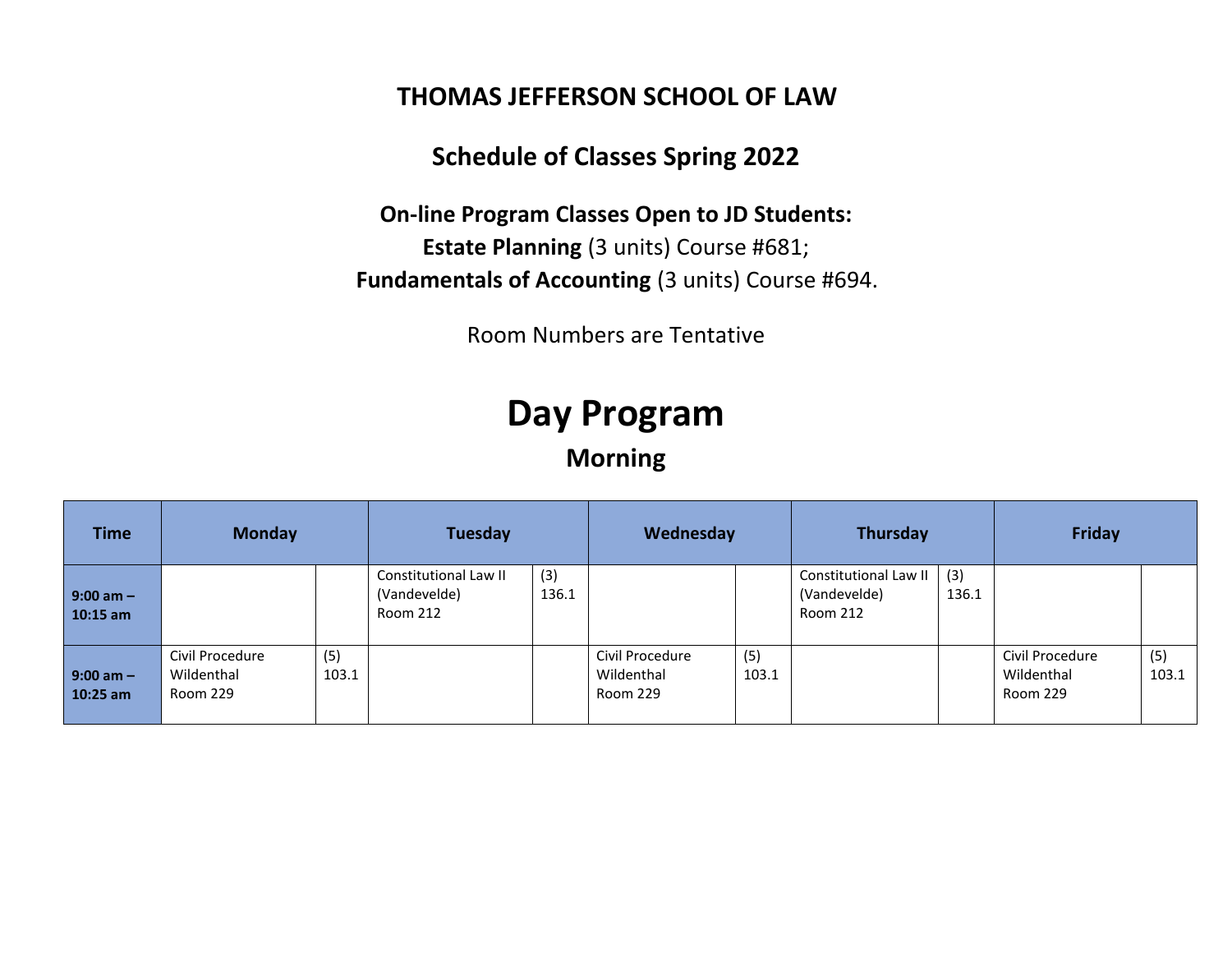# THOMAS JEFFERSON SCHOOL OF LAW

## Schedule of Classes Spring 2022

**On-line Program Classes Open to JD Students:**
**Estate Planning** (3 units) Course #681;
**Fundamentals of Accounting** (3 units) Course #694.

Room Numbers are Tentative

# Day Program

## Morning

| Time | Monday | | Tuesday | | Wednesday | | Thursday | | Friday | |
|---|---|---|---|---|---|---|---|---|---|---|
| **9:00 am – 10:15 am** | | | Constitutional Law II (Vandevelde) Room 212 | (3) 136.1 | | | Constitutional Law II (Vandevelde) Room 212 | (3) 136.1 | | |
| **9:00 am – 10:25 am** | Civil Procedure Wildenthal Room 229 | (5) 103.1 | | | Civil Procedure Wildenthal Room 229 | (5) 103.1 | | | Civil Procedure Wildenthal Room 229 | (5) 103.1 |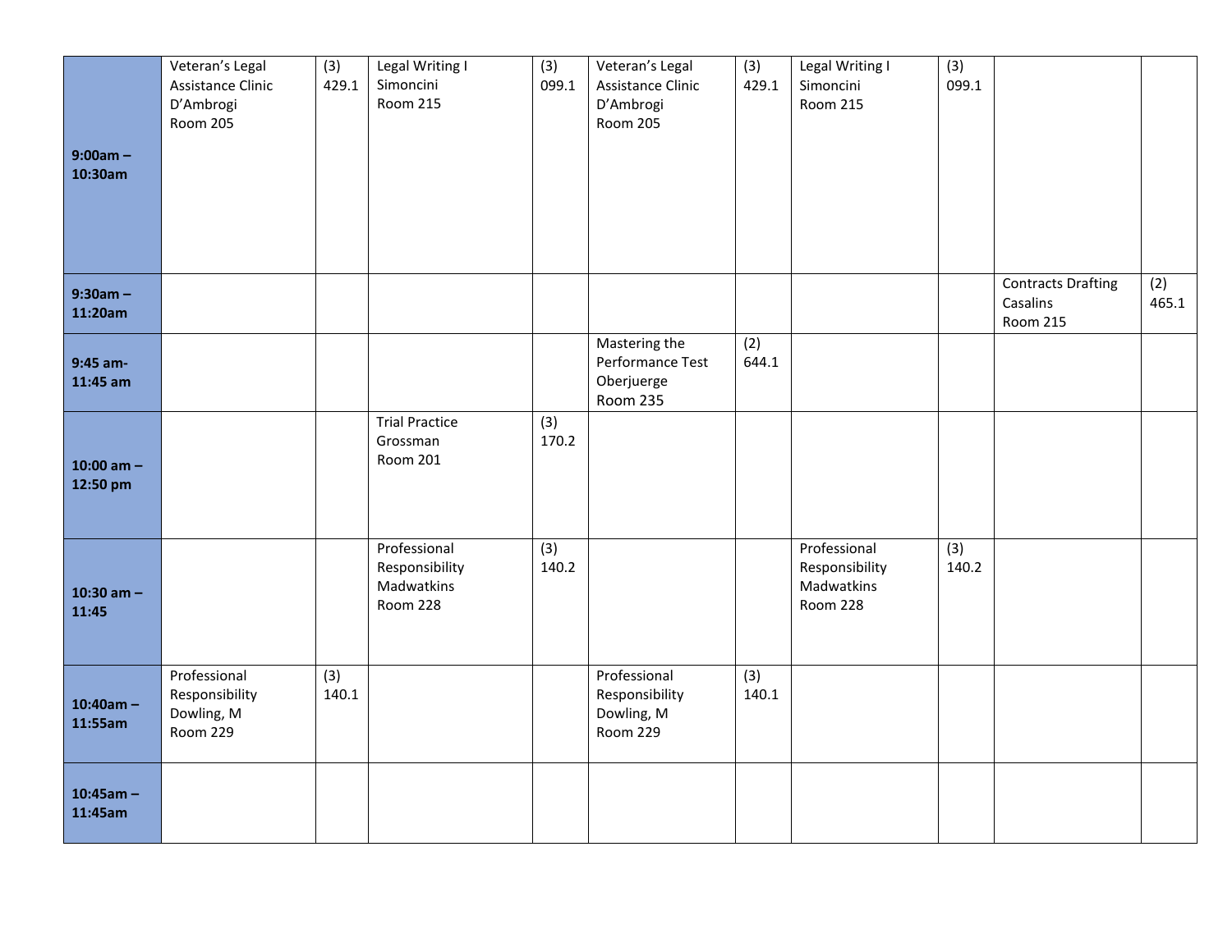| | | | | | | | | | | |
|---|---|---|---|---|---|---|---|---|---|---|
| **9:00am – 10:30am** | Veteran's Legal Assistance Clinic D'Ambrogi Room 205 | (3) 429.1 | Legal Writing I Simoncini Room 215 | (3) 099.1 | Veteran's Legal Assistance Clinic D'Ambrogi Room 205 | (3) 429.1 | Legal Writing I Simoncini Room 215 | (3) 099.1 | | |
| **9:30am – 11:20am** | | | | | | | | | Contracts Drafting Casalins Room 215 | (2) 465.1 |
| **9:45 am- 11:45 am** | | | | | Mastering the Performance Test Oberjuerge Room 235 | (2) 644.1 | | | | |
| **10:00 am – 12:50 pm** | | | Trial Practice Grossman Room 201 | (3) 170.2 | | | | | | |
| **10:30 am – 11:45** | | | Professional Responsibility Madwatkins Room 228 | (3) 140.2 | | | Professional Responsibility Madwatkins Room 228 | (3) 140.2 | | |
| **10:40am – 11:55am** | Professional Responsibility Dowling, M Room 229 | (3) 140.1 | | | Professional Responsibility Dowling, M Room 229 | (3) 140.1 | | | | |
| **10:45am – 11:45am** | | | | | | | | | | |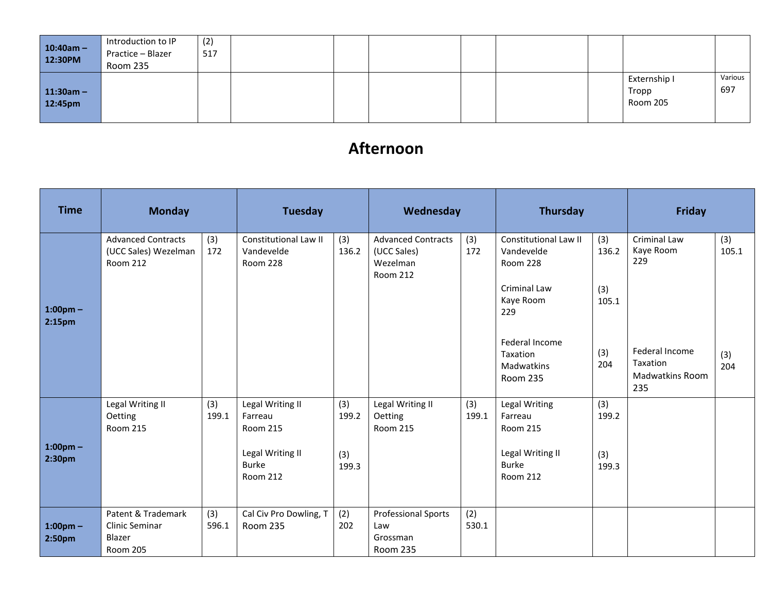| | | | | | | | | | | |
|---|---|---|---|---|---|---|---|---|---|---|
| **10:40am – 12:30PM** | Introduction to IP Practice – Blazer Room 235 | (2) 517 | | | | | | | | |
| **11:30am – 12:45pm** | | | | | | | | | Externship I Tropp Room 205 | Various 697 |

# Afternoon

| Time | Monday | | Tuesday | | Wednesday | | Thursday | | Friday | |
|---|---|---|---|---|---|---|---|---|---|---|
| **1:00pm – 2:15pm** | Advanced Contracts (UCC Sales) Wezelman Room 212 | (3) 172 | Constitutional Law II Vandevelde Room 228 | (3) 136.2 | Advanced Contracts (UCC Sales) Wezelman Room 212 | (3) 172 | Constitutional Law II Vandevelde Room 228<br><br>Criminal Law Kaye Room 229<br><br>Federal Income Taxation Madwatkins Room 235 | (3) 136.2<br><br>(3) 105.1<br><br>(3) 204 | Criminal Law Kaye Room 229<br><br>Federal Income Taxation Madwatkins Room 235 | (3) 105.1<br><br>(3) 204 |
| **1:00pm – 2:30pm** | Legal Writing II Oetting Room 215 | (3) 199.1 | Legal Writing II Farreau Room 215<br><br>Legal Writing II Burke Room 212 | (3) 199.2<br><br>(3) 199.3 | Legal Writing II Oetting Room 215 | (3) 199.1 | Legal Writing Farreau Room 215<br><br>Legal Writing II Burke Room 212 | (3) 199.2<br><br>(3) 199.3 | | |
| **1:00pm – 2:50pm** | Patent & Trademark Clinic Seminar Blazer Room 205 | (3) 596.1 | Cal Civ Pro Dowling, T Room 235 | (2) 202 | Professional Sports Law Grossman Room 235 | (2) 530.1 | | | | |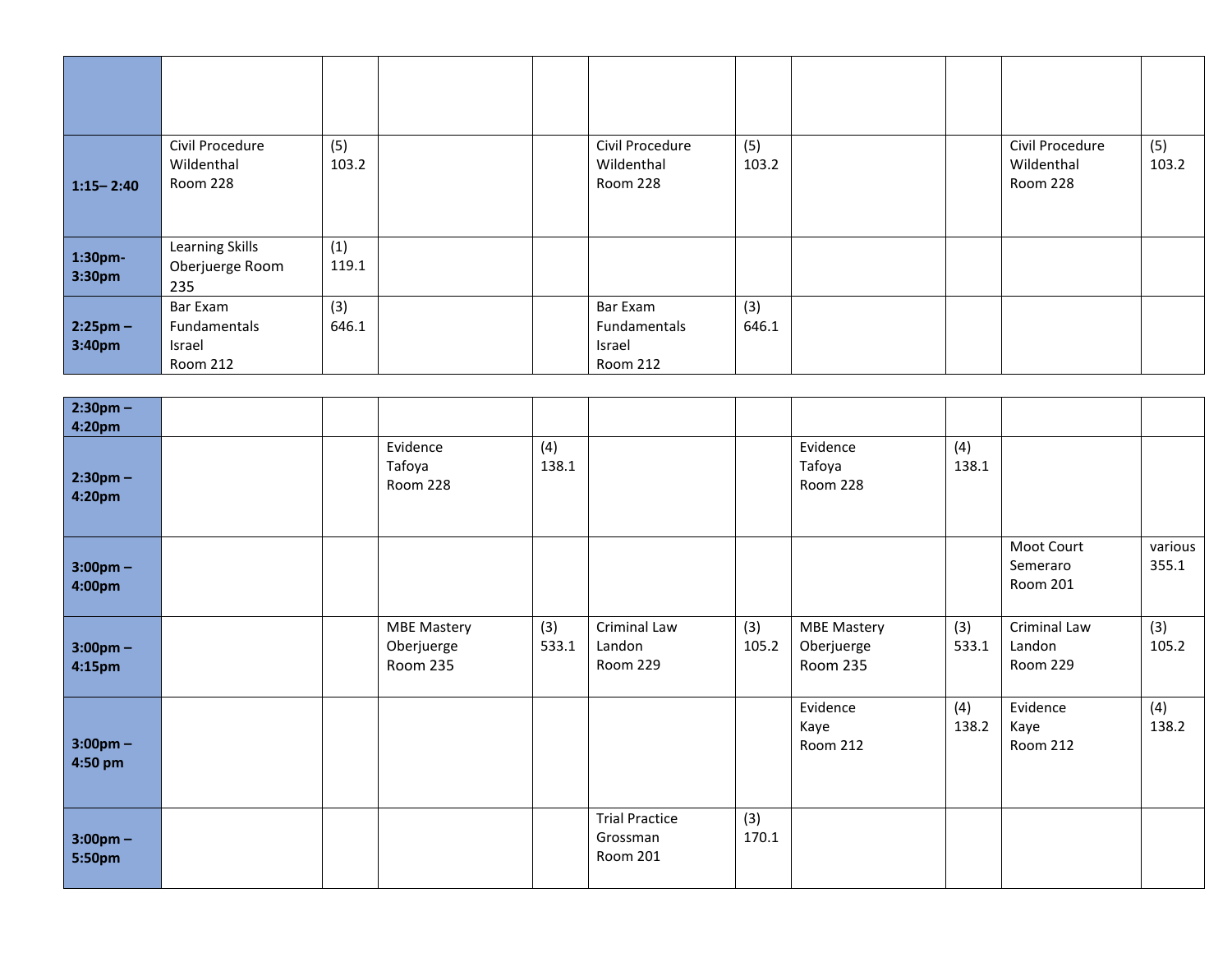| | | | | | | | | | | |
|---|---|---|---|---|---|---|---|---|---|---|
| **1:15– 2:40** | Civil Procedure Wildenthal Room 228 | (5) 103.2 | | | Civil Procedure Wildenthal Room 228 | (5) 103.2 | | | Civil Procedure Wildenthal Room 228 | (5) 103.2 |
| **1:30pm-3:30pm** | Learning Skills Oberjuerge Room 235 | (1) 119.1 | | | | | | | | |
| **2:25pm – 3:40pm** | Bar Exam Fundamentals Israel Room 212 | (3) 646.1 | | | Bar Exam Fundamentals Israel Room 212 | (3) 646.1 | | | | |
| **2:30pm – 4:20pm** | | | | | | | | | | |
| **2:30pm – 4:20pm** | | | Evidence Tafoya Room 228 | (4) 138.1 | | | Evidence Tafoya Room 228 | (4) 138.1 | | |
| **3:00pm – 4:00pm** | | | | | | | | | Moot Court Semeraro Room 201 | various 355.1 |
| **3:00pm – 4:15pm** | | | MBE Mastery Oberjuerge Room 235 | (3) 533.1 | Criminal Law Landon Room 229 | (3) 105.2 | MBE Mastery Oberjuerge Room 235 | (3) 533.1 | Criminal Law Landon Room 229 | (3) 105.2 |
| **3:00pm – 4:50 pm** | | | | | | | Evidence Kaye Room 212 | (4) 138.2 | Evidence Kaye Room 212 | (4) 138.2 |
| **3:00pm – 5:50pm** | | | | | Trial Practice Grossman Room 201 | (3) 170.1 | | | | |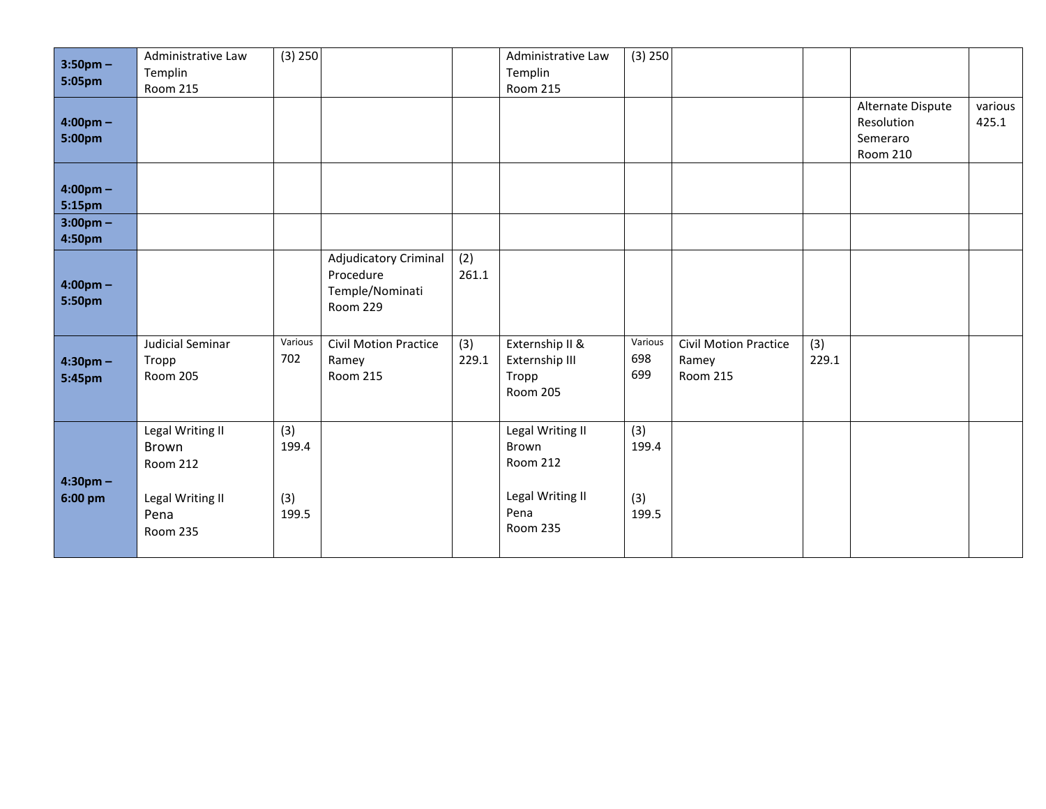| | | | | | | | | | | |
|---|---|---|---|---|---|---|---|---|---|---|
| **3:50pm – 5:05pm** | Administrative Law<br>Templin<br>Room 215 | (3) 250 | | | Administrative Law<br>Templin<br>Room 215 | (3) 250 | | | | |
| **4:00pm – 5:00pm** | | | | | | | | | Alternate Dispute Resolution<br>Semeraro<br>Room 210 | various<br>425.1 |
| **4:00pm – 5:15pm** | | | | | | | | | | |
| **3:00pm – 4:50pm** | | | | | | | | | | |
| **4:00pm – 5:50pm** | | | Adjudicatory Criminal Procedure<br>Temple/Nominati<br>Room 229 | (2)<br>261.1 | | | | | | |
| **4:30pm – 5:45pm** | Judicial Seminar<br>Tropp<br>Room 205 | Various<br>702 | Civil Motion Practice<br>Ramey<br>Room 215 | (3)<br>229.1 | Externship II & Externship III<br>Tropp<br>Room 205 | Various<br>698<br>699 | Civil Motion Practice<br>Ramey<br>Room 215 | (3)<br>229.1 | | |
| **4:30pm – 6:00 pm** | Legal Writing II<br>Brown<br>Room 212<br><br>Legal Writing II<br>Pena<br>Room 235 | (3)<br>199.4<br><br>(3)<br>199.5 | | | Legal Writing II<br>Brown<br>Room 212<br><br>Legal Writing II<br>Pena<br>Room 235 | (3)<br>199.4<br><br>(3)<br>199.5 | | | | |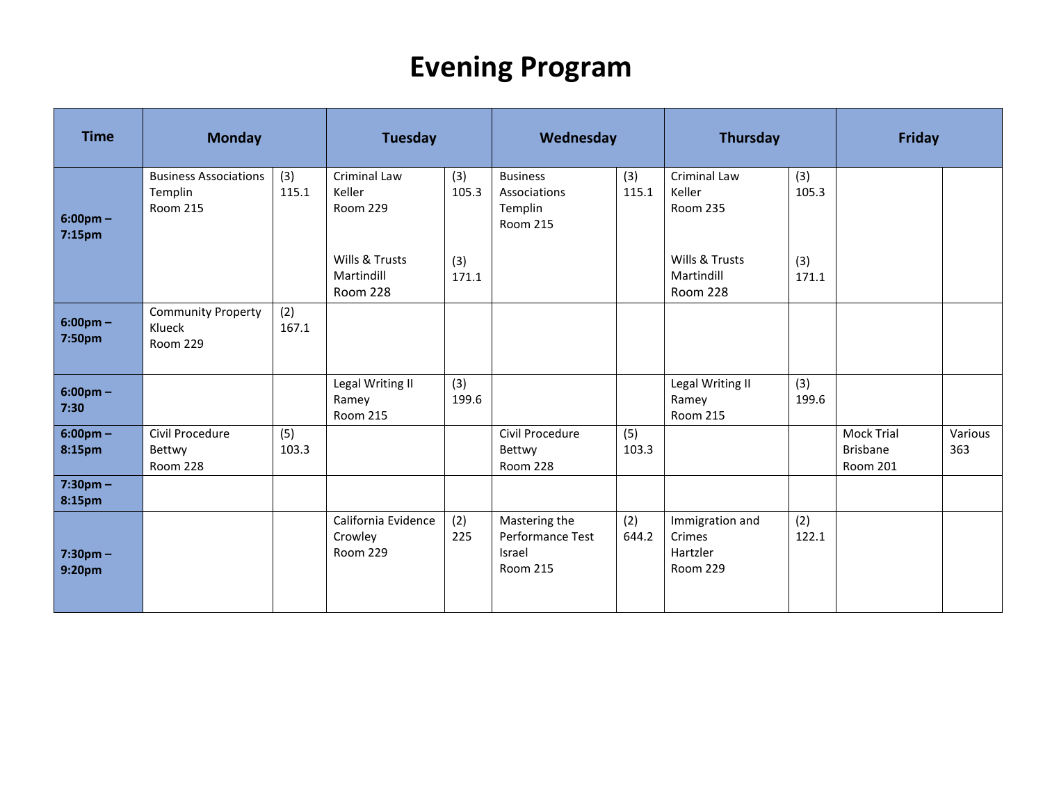# Evening Program

| Time | Monday | | Tuesday | | Wednesday | | Thursday | | Friday | |
|---|---|---|---|---|---|---|---|---|---|---|
| **6:00pm – 7:15pm** | Business Associations<br>Templin<br>Room 215 | (3)<br>115.1 | Criminal Law<br>Keller<br>Room 229<br><br>Wills & Trusts<br>Martindill<br>Room 228 | (3)<br>105.3<br><br>(3)<br>171.1 | Business Associations<br>Templin<br>Room 215 | (3)<br>115.1 | Criminal Law<br>Keller<br>Room 235<br><br>Wills & Trusts<br>Martindill<br>Room 228 | (3)<br>105.3<br><br>(3)<br>171.1 | | |
| **6:00pm – 7:50pm** | Community Property<br>Klueck<br>Room 229 | (2)<br>167.1 | | | | | | | | |
| **6:00pm – 7:30** | | | Legal Writing II<br>Ramey<br>Room 215 | (3)<br>199.6 | | | Legal Writing II<br>Ramey<br>Room 215 | (3)<br>199.6 | | |
| **6:00pm – 8:15pm** | Civil Procedure<br>Bettwy<br>Room 228 | (5)<br>103.3 | | | Civil Procedure<br>Bettwy<br>Room 228 | (5)<br>103.3 | | | Mock Trial<br>Brisbane<br>Room 201 | Various<br>363 |
| **7:30pm – 8:15pm** | | | | | | | | | | |
| **7:30pm – 9:20pm** | | | California Evidence<br>Crowley<br>Room 229 | (2)<br>225 | Mastering the Performance Test<br>Israel<br>Room 215 | (2)<br>644.2 | Immigration and Crimes<br>Hartzler<br>Room 229 | (2)<br>122.1 | | |